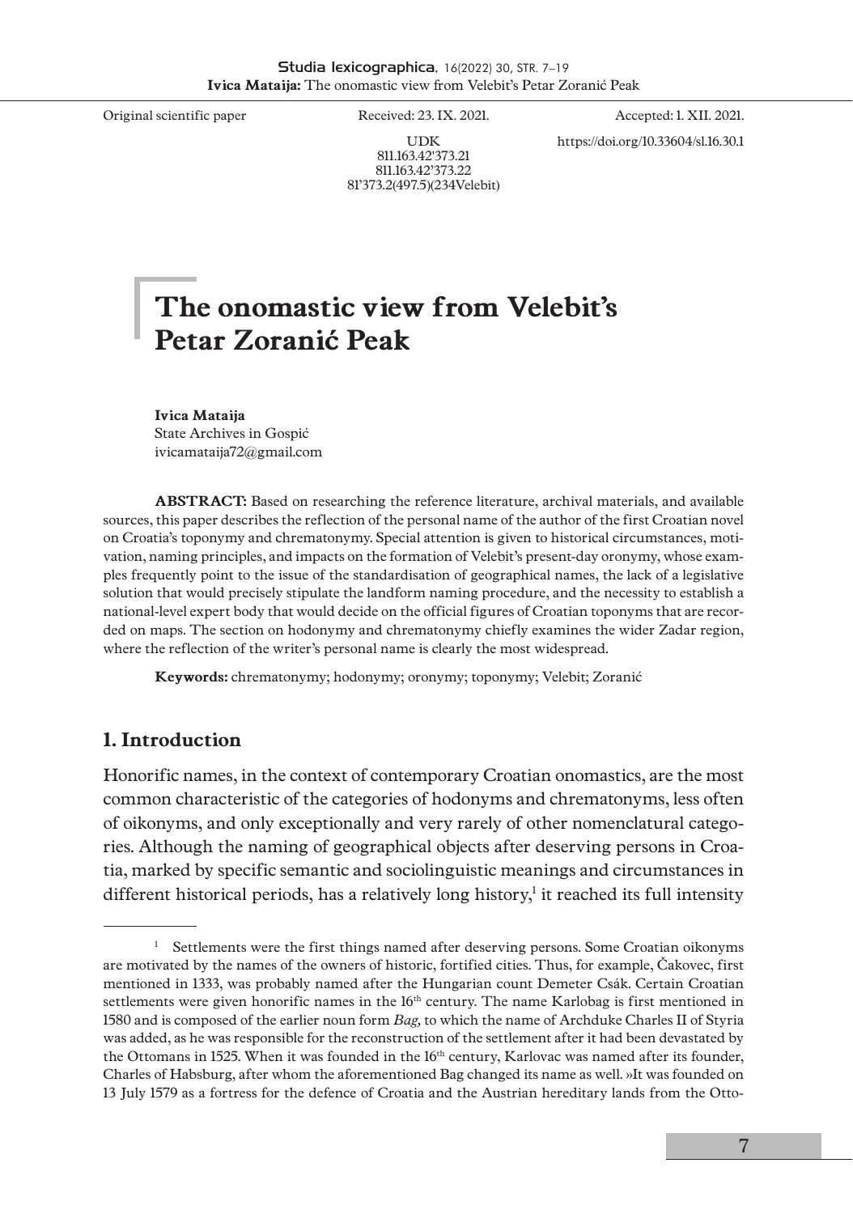Original scientific paper

Received: 23. IX. 2021.

Accepted: 1. XII. 2021.

UDK
811.163.42'373.21
811.163.42'373.22
81'373.2(497.5)(234Velebit)

https://doi.org/10.33604/sl.16.30.1

# The onomastic view from Velebit's Petar Zoranić Peak

**Ivica Mataija**
State Archives in Gospić
ivicamataija72@gmail.com

**ABSTRACT:** Based on researching the reference literature, archival materials, and available sources, this paper describes the reflection of the personal name of the author of the first Croatian novel on Croatia's toponymy and chrematonymy. Special attention is given to historical circumstances, motivation, naming principles, and impacts on the formation of Velebit's present-day oronymy, whose examples frequently point to the issue of the standardisation of geographical names, the lack of a legislative solution that would precisely stipulate the landform naming procedure, and the necessity to establish a national-level expert body that would decide on the official figures of Croatian toponyms that are recorded on maps. The section on hodonymy and chrematonymy chiefly examines the wider Zadar region, where the reflection of the writer's personal name is clearly the most widespread.

**Keywords:** chrematonymy; hodonymy; oronymy; toponymy; Velebit; Zoranić

## 1. Introduction

Honorific names, in the context of contemporary Croatian onomastics, are the most common characteristic of the categories of hodonyms and chrematonyms, less often of oikonyms, and only exceptionally and very rarely of other nomenclatural categories. Although the naming of geographical objects after deserving persons in Croatia, marked by specific semantic and sociolinguistic meanings and circumstances in different historical periods, has a relatively long history,[1] it reached its full intensity

[1] Settlements were the first things named after deserving persons. Some Croatian oikonyms are motivated by the names of the owners of historic, fortified cities. Thus, for example, Čakovec, first mentioned in 1333, was probably named after the Hungarian count Demeter Csák. Certain Croatian settlements were given honorific names in the 16th century. The name Karlobag is first mentioned in 1580 and is composed of the earlier noun form *Bag,* to which the name of Archduke Charles II of Styria was added, as he was responsible for the reconstruction of the settlement after it had been devastated by the Ottomans in 1525. When it was founded in the 16th century, Karlovac was named after its founder, Charles of Habsburg, after whom the aforementioned Bag changed its name as well. »It was founded on 13 July 1579 as a fortress for the defence of Croatia and the Austrian hereditary lands from the Otto-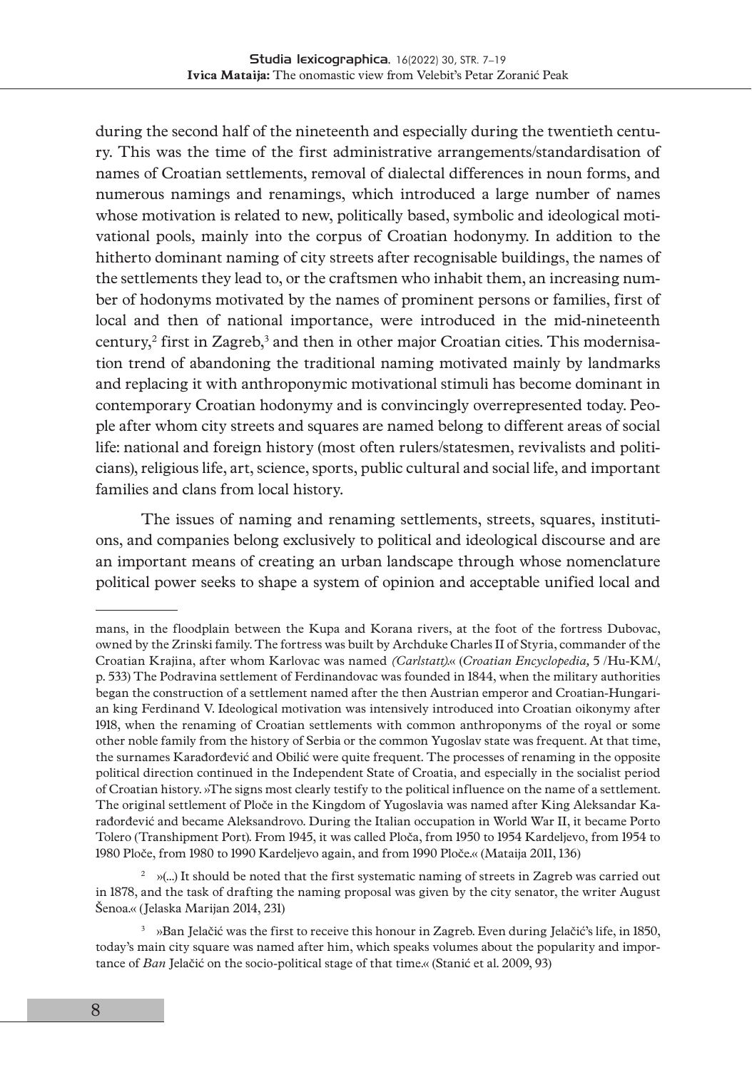during the second half of the nineteenth and especially during the twentieth century. This was the time of the first administrative arrangements/standardisation of names of Croatian settlements, removal of dialectal differences in noun forms, and numerous namings and renamings, which introduced a large number of names whose motivation is related to new, politically based, symbolic and ideological motivational pools, mainly into the corpus of Croatian hodonymy. In addition to the hitherto dominant naming of city streets after recognisable buildings, the names of the settlements they lead to, or the craftsmen who inhabit them, an increasing number of hodonyms motivated by the names of prominent persons or families, first of local and then of national importance, were introduced in the mid-nineteenth century,[2] first in Zagreb,[3] and then in other major Croatian cities. This modernisation trend of abandoning the traditional naming motivated mainly by landmarks and replacing it with anthroponymic motivational stimuli has become dominant in contemporary Croatian hodonymy and is convincingly overrepresented today. People after whom city streets and squares are named belong to different areas of social life: national and foreign history (most often rulers/statesmen, revivalists and politicians), religious life, art, science, sports, public cultural and social life, and important families and clans from local history.

The issues of naming and renaming settlements, streets, squares, institutions, and companies belong exclusively to political and ideological discourse and are an important means of creating an urban landscape through whose nomenclature political power seeks to shape a system of opinion and acceptable unified local and

---

mans, in the floodplain between the Kupa and Korana rivers, at the foot of the fortress Dubovac, owned by the Zrinski family. The fortress was built by Archduke Charles II of Styria, commander of the Croatian Krajina, after whom Karlovac was named *(Carlstatt)*.« (*Croatian Encyclopedia,* 5 /Hu-KM/, p. 533) The Podravina settlement of Ferdinandovac was founded in 1844, when the military authorities began the construction of a settlement named after the then Austrian emperor and Croatian-Hungarian king Ferdinand V. Ideological motivation was intensively introduced into Croatian oikonymy after 1918, when the renaming of Croatian settlements with common anthroponyms of the royal or some other noble family from the history of Serbia or the common Yugoslav state was frequent. At that time, the surnames Karađorđević and Obilić were quite frequent. The processes of renaming in the opposite political direction continued in the Independent State of Croatia, and especially in the socialist period of Croatian history. »The signs most clearly testify to the political influence on the name of a settlement. The original settlement of Ploče in the Kingdom of Yugoslavia was named after King Aleksandar Karađorđević and became Aleksandrovo. During the Italian occupation in World War II, it became Porto Tolero (Transhipment Port). From 1945, it was called Ploča, from 1950 to 1954 Kardeljevo, from 1954 to 1980 Ploče, from 1980 to 1990 Kardeljevo again, and from 1990 Ploče.« (Mataija 2011, 136)

[2] »(...) It should be noted that the first systematic naming of streets in Zagreb was carried out in 1878, and the task of drafting the naming proposal was given by the city senator, the writer August Šenoa.« (Jelaska Marijan 2014, 231)

[3] »Ban Jelačić was the first to receive this honour in Zagreb. Even during Jelačić's life, in 1850, today's main city square was named after him, which speaks volumes about the popularity and importance of *Ban* Jelačić on the socio-political stage of that time.« (Stanić et al. 2009, 93)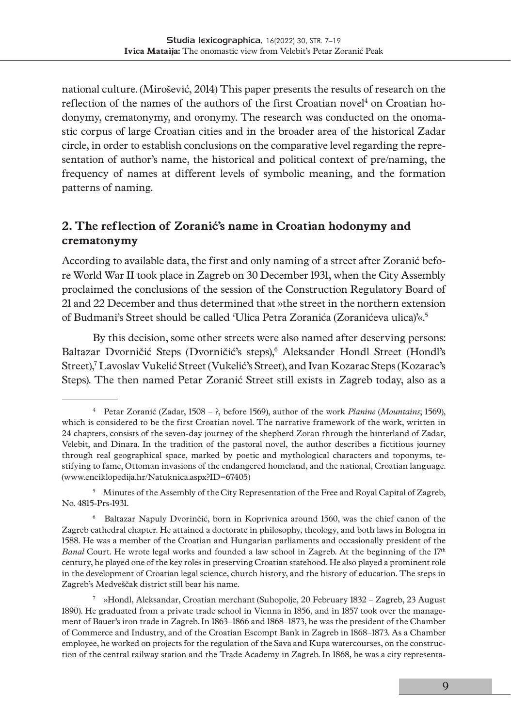national culture. (Mirošević, 2014) This paper presents the results of research on the reflection of the names of the authors of the first Croatian novel[4] on Croatian hodonymy, crematonymy, and oronymy. The research was conducted on the onomastic corpus of large Croatian cities and in the broader area of the historical Zadar circle, in order to establish conclusions on the comparative level regarding the representation of author's name, the historical and political context of pre/naming, the frequency of names at different levels of symbolic meaning, and the formation patterns of naming.

## 2. The reflection of Zoranić's name in Croatian hodonymy and crematonymy

According to available data, the first and only naming of a street after Zoranić before World War II took place in Zagreb on 30 December 1931, when the City Assembly proclaimed the conclusions of the session of the Construction Regulatory Board of 21 and 22 December and thus determined that »the street in the northern extension of Budmani's Street should be called 'Ulica Petra Zoranića (Zoranićeva ulica)'«.[5]

By this decision, some other streets were also named after deserving persons: Baltazar Dvorničić Steps (Dvorničić's steps),[6] Aleksander Hondl Street (Hondl's Street),[7] Lavoslav Vukelić Street (Vukelić's Street), and Ivan Kozarac Steps (Kozarac's Steps). The then named Petar Zoranić Street still exists in Zagreb today, also as a

---

[4] Petar Zoranić (Zadar, 1508 – ?, before 1569), author of the work *Planine* (*Mountains*; 1569), which is considered to be the first Croatian novel. The narrative framework of the work, written in 24 chapters, consists of the seven-day journey of the shepherd Zoran through the hinterland of Zadar, Velebit, and Dinara. In the tradition of the pastoral novel, the author describes a fictitious journey through real geographical space, marked by poetic and mythological characters and toponyms, testifying to fame, Ottoman invasions of the endangered homeland, and the national, Croatian language. (www.enciklopedija.hr/Natuknica.aspx?ID=67405)

[5] Minutes of the Assembly of the City Representation of the Free and Royal Capital of Zagreb, No. 4815-Prs-1931.

[6] Baltazar Napuly Dvorinčić, born in Koprivnica around 1560, was the chief canon of the Zagreb cathedral chapter. He attained a doctorate in philosophy, theology, and both laws in Bologna in 1588. He was a member of the Croatian and Hungarian parliaments and occasionally president of the *Banal* Court. He wrote legal works and founded a law school in Zagreb. At the beginning of the 17th century, he played one of the key roles in preserving Croatian statehood. He also played a prominent role in the development of Croatian legal science, church history, and the history of education. The steps in Zagreb's Medveščak district still bear his name.

[7] »Hondl, Aleksandar, Croatian merchant (Suhopolje, 20 February 1832 – Zagreb, 23 August 1890). He graduated from a private trade school in Vienna in 1856, and in 1857 took over the management of Bauer's iron trade in Zagreb. In 1863–1866 and 1868–1873, he was the president of the Chamber of Commerce and Industry, and of the Croatian Escompt Bank in Zagreb in 1868–1873. As a Chamber employee, he worked on projects for the regulation of the Sava and Kupa watercourses, on the construction of the central railway station and the Trade Academy in Zagreb. In 1868, he was a city representa-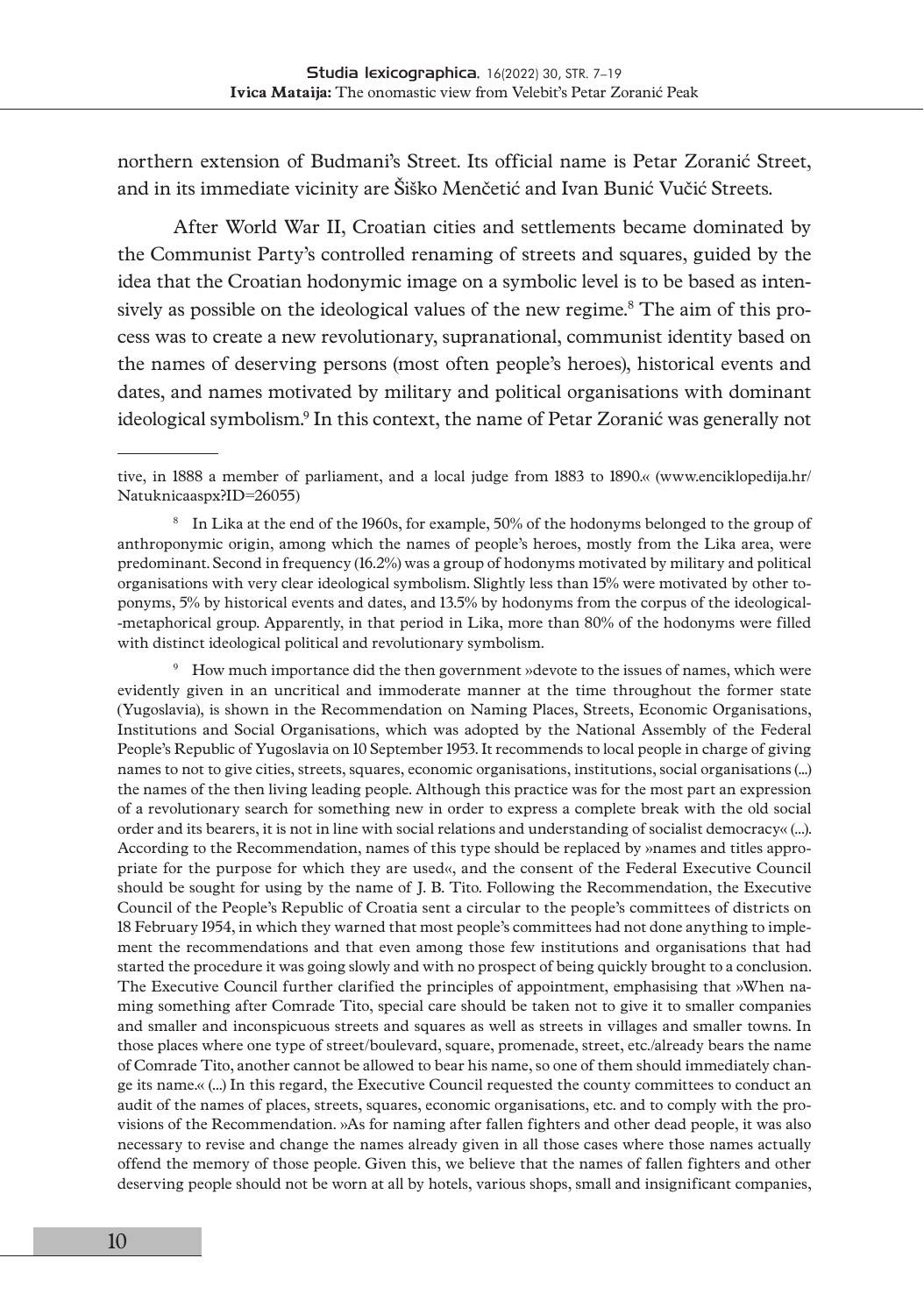northern extension of Budmani's Street. Its official name is Petar Zoranić Street, and in its immediate vicinity are Šiško Menčetić and Ivan Bunić Vučić Streets.

After World War II, Croatian cities and settlements became dominated by the Communist Party's controlled renaming of streets and squares, guided by the idea that the Croatian hodonymic image on a symbolic level is to be based as intensively as possible on the ideological values of the new regime.[8] The aim of this process was to create a new revolutionary, supranational, communist identity based on the names of deserving persons (most often people's heroes), historical events and dates, and names motivated by military and political organisations with dominant ideological symbolism.[9] In this context, the name of Petar Zoranić was generally not

---

tive, in 1888 a member of parliament, and a local judge from 1883 to 1890.« (www.enciklopedija.hr/Natuknicaaspx?ID=26055)

[8] In Lika at the end of the 1960s, for example, 50% of the hodonyms belonged to the group of anthroponymic origin, among which the names of people's heroes, mostly from the Lika area, were predominant. Second in frequency (16.2%) was a group of hodonyms motivated by military and political organisations with very clear ideological symbolism. Slightly less than 15% were motivated by other toponyms, 5% by historical events and dates, and 13.5% by hodonyms from the corpus of the ideological--metaphorical group. Apparently, in that period in Lika, more than 80% of the hodonyms were filled with distinct ideological political and revolutionary symbolism.

[9] How much importance did the then government »devote to the issues of names, which were evidently given in an uncritical and immoderate manner at the time throughout the former state (Yugoslavia), is shown in the Recommendation on Naming Places, Streets, Economic Organisations, Institutions and Social Organisations, which was adopted by the National Assembly of the Federal People's Republic of Yugoslavia on 10 September 1953. It recommends to local people in charge of giving names to not to give cities, streets, squares, economic organisations, institutions, social organisations (...) the names of the then living leading people. Although this practice was for the most part an expression of a revolutionary search for something new in order to express a complete break with the old social order and its bearers, it is not in line with social relations and understanding of socialist democracy« (...). According to the Recommendation, names of this type should be replaced by »names and titles appropriate for the purpose for which they are used«, and the consent of the Federal Executive Council should be sought for using by the name of J. B. Tito. Following the Recommendation, the Executive Council of the People's Republic of Croatia sent a circular to the people's committees of districts on 18 February 1954, in which they warned that most people's committees had not done anything to implement the recommendations and that even among those few institutions and organisations that had started the procedure it was going slowly and with no prospect of being quickly brought to a conclusion. The Executive Council further clarified the principles of appointment, emphasising that »When naming something after Comrade Tito, special care should be taken not to give it to smaller companies and smaller and inconspicuous streets and squares as well as streets in villages and smaller towns. In those places where one type of street/boulevard, square, promenade, street, etc./already bears the name of Comrade Tito, another cannot be allowed to bear his name, so one of them should immediately change its name.« (...) In this regard, the Executive Council requested the county committees to conduct an audit of the names of places, streets, squares, economic organisations, etc. and to comply with the provisions of the Recommendation. »As for naming after fallen fighters and other dead people, it was also necessary to revise and change the names already given in all those cases where those names actually offend the memory of those people. Given this, we believe that the names of fallen fighters and other deserving people should not be worn at all by hotels, various shops, small and insignificant companies,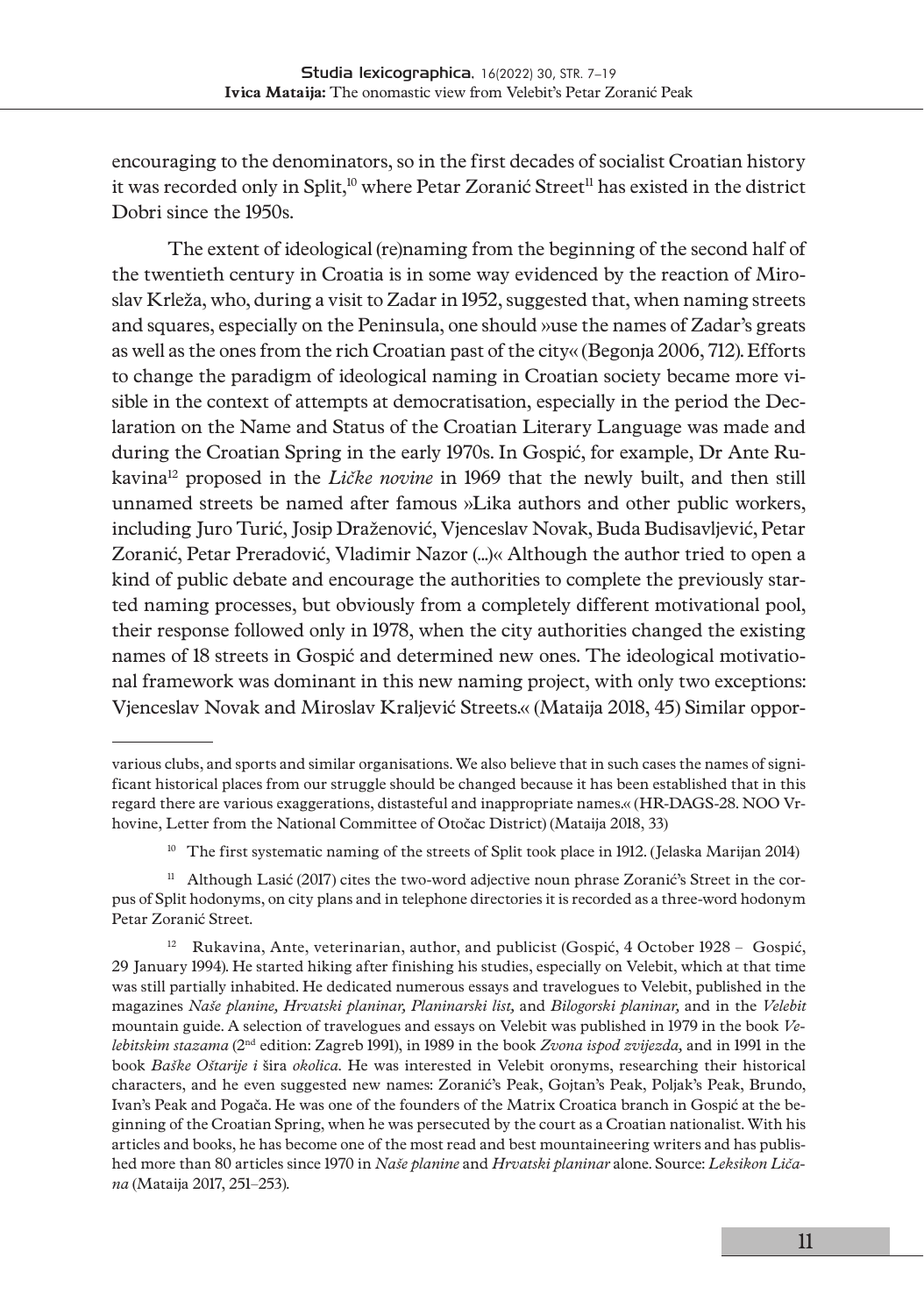encouraging to the denominators, so in the first decades of socialist Croatian history it was recorded only in Split,[10] where Petar Zoranić Street[11] has existed in the district Dobri since the 1950s.

The extent of ideological (re)naming from the beginning of the second half of the twentieth century in Croatia is in some way evidenced by the reaction of Miroslav Krleža, who, during a visit to Zadar in 1952, suggested that, when naming streets and squares, especially on the Peninsula, one should »use the names of Zadar's greats as well as the ones from the rich Croatian past of the city« (Begonja 2006, 712). Efforts to change the paradigm of ideological naming in Croatian society became more visible in the context of attempts at democratisation, especially in the period the Declaration on the Name and Status of the Croatian Literary Language was made and during the Croatian Spring in the early 1970s. In Gospić, for example, Dr Ante Rukavina[12] proposed in the *Ličke novine* in 1969 that the newly built, and then still unnamed streets be named after famous »Lika authors and other public workers, including Juro Turić, Josip Draženović, Vjenceslav Novak, Buda Budisavljević, Petar Zoranić, Petar Preradović, Vladimir Nazor (...)« Although the author tried to open a kind of public debate and encourage the authorities to complete the previously started naming processes, but obviously from a completely different motivational pool, their response followed only in 1978, when the city authorities changed the existing names of 18 streets in Gospić and determined new ones. The ideological motivational framework was dominant in this new naming project, with only two exceptions: Vjenceslav Novak and Miroslav Kraljević Streets.« (Mataija 2018, 45) Similar oppor-

---

various clubs, and sports and similar organisations. We also believe that in such cases the names of significant historical places from our struggle should be changed because it has been established that in this regard there are various exaggerations, distasteful and inappropriate names.« (HR-DAGS-28. NOO Vrhovine, Letter from the National Committee of Otočac District) (Mataija 2018, 33)

[10] The first systematic naming of the streets of Split took place in 1912. (Jelaska Marijan 2014)

[11] Although Lasić (2017) cites the two-word adjective noun phrase Zoranić's Street in the corpus of Split hodonyms, on city plans and in telephone directories it is recorded as a three-word hodonym Petar Zoranić Street.

[12] Rukavina, Ante, veterinarian, author, and publicist (Gospić, 4 October 1928 – Gospić, 29 January 1994). He started hiking after finishing his studies, especially on Velebit, which at that time was still partially inhabited. He dedicated numerous essays and travelogues to Velebit, published in the magazines *Naše planine, Hrvatski planinar, Planinarski list,* and *Bilogorski planinar,* and in the *Velebit* mountain guide. A selection of travelogues and essays on Velebit was published in 1979 in the book *Velebitskim stazama* (2nd edition: Zagreb 1991), in 1989 in the book *Zvona ispod zvijezda,* and in 1991 in the book *Baške Oštarije i* šira *okolica.* He was interested in Velebit oronyms, researching their historical characters, and he even suggested new names: Zoranić's Peak, Gojtan's Peak, Poljak's Peak, Brundo, Ivan's Peak and Pogača. He was one of the founders of the Matrix Croatica branch in Gospić at the beginning of the Croatian Spring, when he was persecuted by the court as a Croatian nationalist. With his articles and books, he has become one of the most read and best mountaineering writers and has published more than 80 articles since 1970 in *Naše planine* and *Hrvatski planinar* alone. Source: *Leksikon Ličana* (Mataija 2017, 251–253).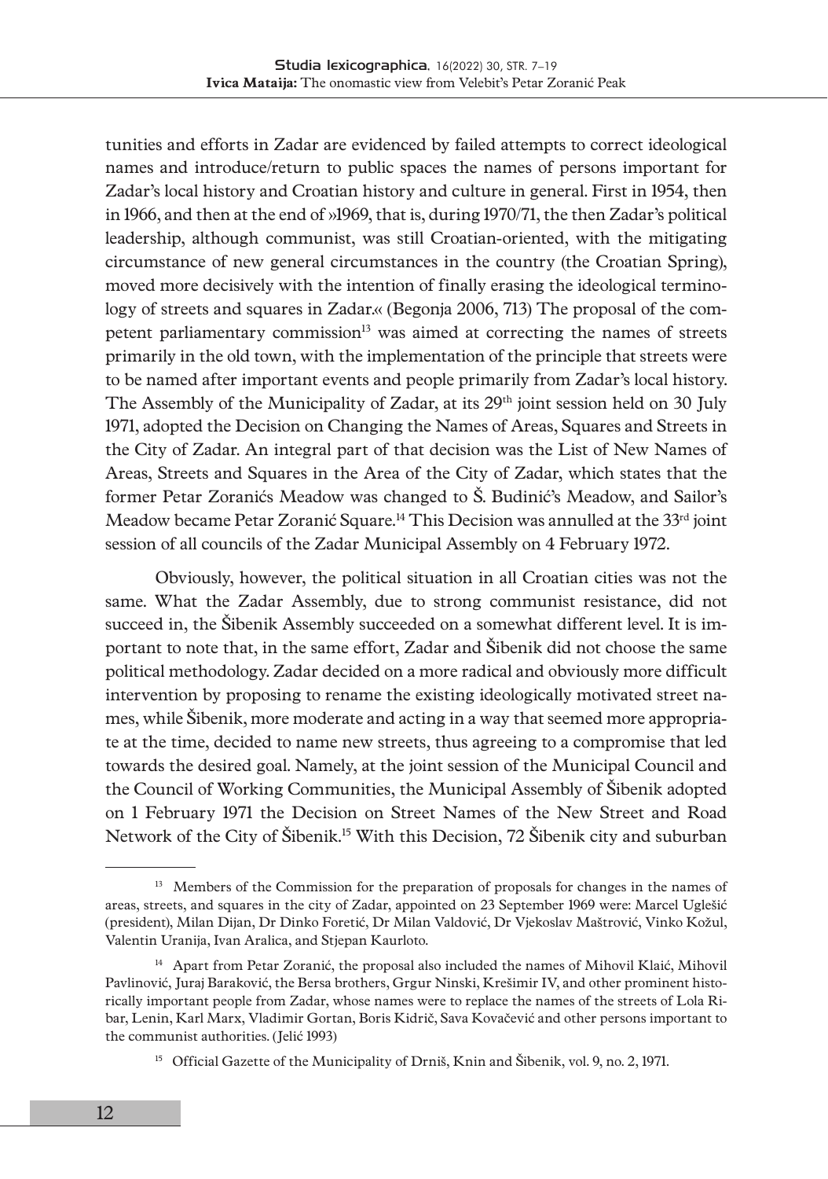tunities and efforts in Zadar are evidenced by failed attempts to correct ideological names and introduce/return to public spaces the names of persons important for Zadar's local history and Croatian history and culture in general. First in 1954, then in 1966, and then at the end of »1969, that is, during 1970/71, the then Zadar's political leadership, although communist, was still Croatian-oriented, with the mitigating circumstance of new general circumstances in the country (the Croatian Spring), moved more decisively with the intention of finally erasing the ideological terminology of streets and squares in Zadar.« (Begonja 2006, 713) The proposal of the competent parliamentary commission[13] was aimed at correcting the names of streets primarily in the old town, with the implementation of the principle that streets were to be named after important events and people primarily from Zadar's local history. The Assembly of the Municipality of Zadar, at its 29th joint session held on 30 July 1971, adopted the Decision on Changing the Names of Areas, Squares and Streets in the City of Zadar. An integral part of that decision was the List of New Names of Areas, Streets and Squares in the Area of the City of Zadar, which states that the former Petar Zoranićs Meadow was changed to Š. Budinić's Meadow, and Sailor's Meadow became Petar Zoranić Square.[14] This Decision was annulled at the 33rd joint session of all councils of the Zadar Municipal Assembly on 4 February 1972.

Obviously, however, the political situation in all Croatian cities was not the same. What the Zadar Assembly, due to strong communist resistance, did not succeed in, the Šibenik Assembly succeeded on a somewhat different level. It is important to note that, in the same effort, Zadar and Šibenik did not choose the same political methodology. Zadar decided on a more radical and obviously more difficult intervention by proposing to rename the existing ideologically motivated street names, while Šibenik, more moderate and acting in a way that seemed more appropriate at the time, decided to name new streets, thus agreeing to a compromise that led towards the desired goal. Namely, at the joint session of the Municipal Council and the Council of Working Communities, the Municipal Assembly of Šibenik adopted on 1 February 1971 the Decision on Street Names of the New Street and Road Network of the City of Šibenik.[15] With this Decision, 72 Šibenik city and suburban

---

[13] Members of the Commission for the preparation of proposals for changes in the names of areas, streets, and squares in the city of Zadar, appointed on 23 September 1969 were: Marcel Uglešić (president), Milan Dijan, Dr Dinko Foretić, Dr Milan Valdović, Dr Vjekoslav Maštrović, Vinko Kožul, Valentin Urania, Ivan Aralica, and Stjepan Kaurloto.

[14] Apart from Petar Zoranić, the proposal also included the names of Mihovil Klaić, Mihovil Pavlinović, Juraj Baraković, the Bersa brothers, Grgur Ninski, Krešimir IV, and other prominent historically important people from Zadar, whose names were to replace the names of the streets of Lola Ribar, Lenin, Karl Marx, Vladimir Gortan, Boris Kidrič, Sava Kovačević and other persons important to the communist authorities. (Jelić 1993)

[15] Official Gazette of the Municipality of Drniš, Knin and Šibenik, vol. 9, no. 2, 1971.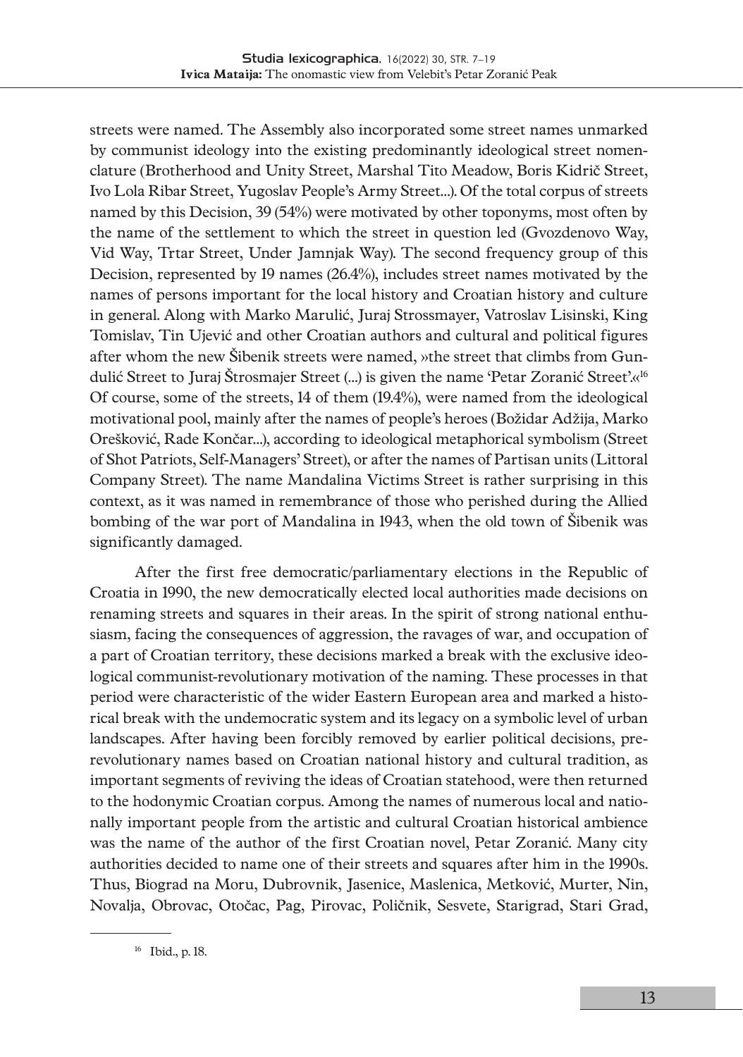streets were named. The Assembly also incorporated some street names unmarked by communist ideology into the existing predominantly ideological street nomenclature (Brotherhood and Unity Street, Marshal Tito Meadow, Boris Kidrič Street, Ivo Lola Ribar Street, Yugoslav People's Army Street...). Of the total corpus of streets named by this Decision, 39 (54%) were motivated by other toponyms, most often by the name of the settlement to which the street in question led (Gvozdenovo Way, Vid Way, Trtar Street, Under Jamnjak Way). The second frequency group of this Decision, represented by 19 names (26.4%), includes street names motivated by the names of persons important for the local history and Croatian history and culture in general. Along with Marko Marulić, Juraj Strossmayer, Vatroslav Lisinski, King Tomislav, Tin Ujević and other Croatian authors and cultural and political figures after whom the new Šibenik streets were named, »the street that climbs from Gundulić Street to Juraj Štrosmajer Street (...) is given the name 'Petar Zoranić Street'.«[16] Of course, some of the streets, 14 of them (19.4%), were named from the ideological motivational pool, mainly after the names of people's heroes (Božidar Adžija, Marko Orešković, Rade Končar...), according to ideological metaphorical symbolism (Street of Shot Patriots, Self-Managers' Street), or after the names of Partisan units (Littoral Company Street). The name Mandalina Victims Street is rather surprising in this context, as it was named in remembrance of those who perished during the Allied bombing of the war port of Mandalina in 1943, when the old town of Šibenik was significantly damaged.

After the first free democratic/parliamentary elections in the Republic of Croatia in 1990, the new democratically elected local authorities made decisions on renaming streets and squares in their areas. In the spirit of strong national enthusiasm, facing the consequences of aggression, the ravages of war, and occupation of a part of Croatian territory, these decisions marked a break with the exclusive ideological communist-revolutionary motivation of the naming. These processes in that period were characteristic of the wider Eastern European area and marked a historical break with the undemocratic system and its legacy on a symbolic level of urban landscapes. After having been forcibly removed by earlier political decisions, pre-revolutionary names based on Croatian national history and cultural tradition, as important segments of reviving the ideas of Croatian statehood, were then returned to the hodonymic Croatian corpus. Among the names of numerous local and nationally important people from the artistic and cultural Croatian historical ambience was the name of the author of the first Croatian novel, Petar Zoranić. Many city authorities decided to name one of their streets and squares after him in the 1990s. Thus, Biograd na Moru, Dubrovnik, Jasenice, Maslenica, Metković, Murter, Nin, Novalja, Obrovac, Otočac, Pag, Pirovac, Poličnik, Sesvete, Starigrad, Stari Grad,

---

[16] Ibid., p. 18.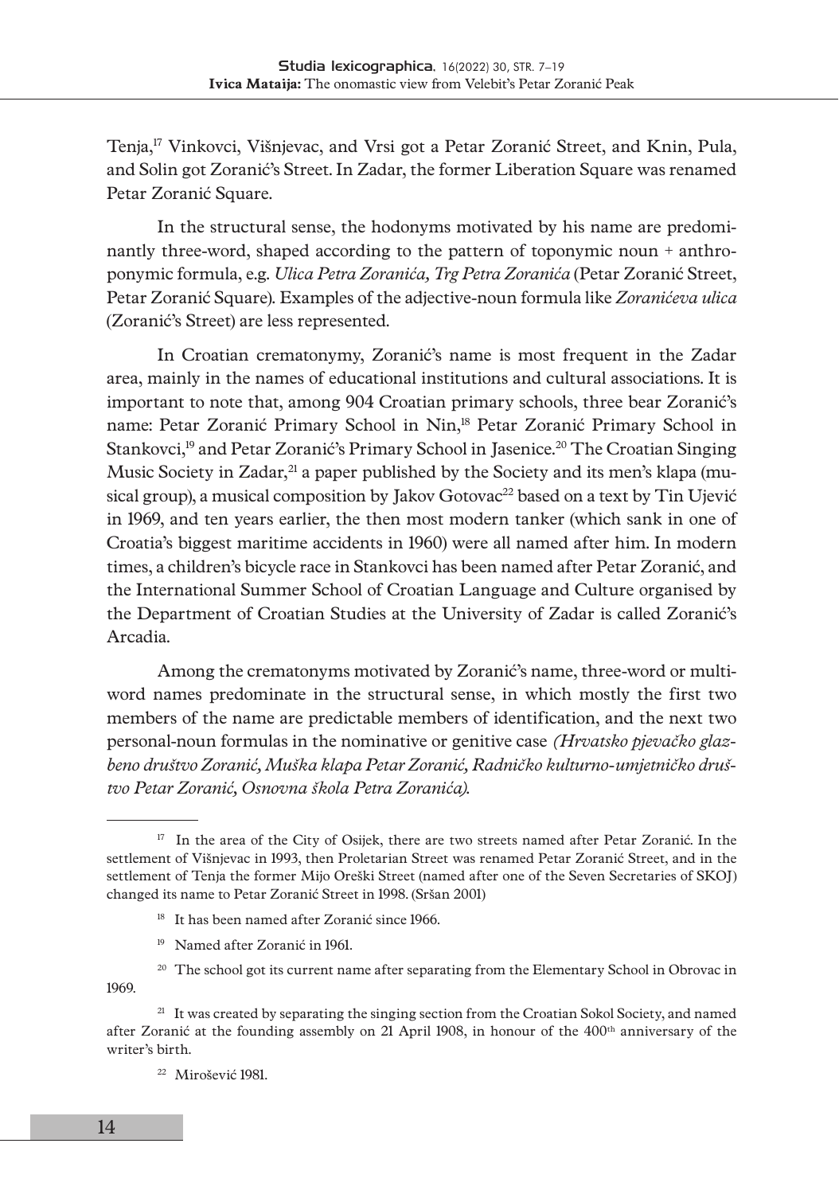Tenja,[17] Vinkovci, Višnjevac, and Vrsi got a Petar Zoranić Street, and Knin, Pula, and Solin got Zoranić's Street. In Zadar, the former Liberation Square was renamed Petar Zoranić Square.

In the structural sense, the hodonyms motivated by his name are predominantly three-word, shaped according to the pattern of toponymic noun + anthroponymic formula, e.g. *Ulica Petra Zoranića, Trg Petra Zoranića* (Petar Zoranić Street, Petar Zoranić Square). Examples of the adjective-noun formula like *Zoranićeva ulica* (Zoranić's Street) are less represented.

In Croatian crematonymy, Zoranić's name is most frequent in the Zadar area, mainly in the names of educational institutions and cultural associations. It is important to note that, among 904 Croatian primary schools, three bear Zoranić's name: Petar Zoranić Primary School in Nin,[18] Petar Zoranić Primary School in Stankovci,[19] and Petar Zoranić's Primary School in Jasenice.[20] The Croatian Singing Music Society in Zadar,[21] a paper published by the Society and its men's klapa (musical group), a musical composition by Jakov Gotovac[22] based on a text by Tin Ujević in 1969, and ten years earlier, the then most modern tanker (which sank in one of Croatia's biggest maritime accidents in 1960) were all named after him. In modern times, a children's bicycle race in Stankovci has been named after Petar Zoranić, and the International Summer School of Croatian Language and Culture organised by the Department of Croatian Studies at the University of Zadar is called Zoranić's Arcadia.

Among the crematonyms motivated by Zoranić's name, three-word or multi-word names predominate in the structural sense, in which mostly the first two members of the name are predictable members of identification, and the next two personal-noun formulas in the nominative or genitive case *(Hrvatsko pjevačko glazbeno društvo Zoranić, Muška klapa Petar Zoranić, Radničko kulturno-umjetničko društvo Petar Zoranić, Osnovna škola Petra Zoranića).*

---

[17] In the area of the City of Osijek, there are two streets named after Petar Zoranić. In the settlement of Višnjevac in 1993, then Proletarian Street was renamed Petar Zoranić Street, and in the settlement of Tenja the former Mijo Oreški Street (named after one of the Seven Secretaries of SKOJ) changed its name to Petar Zoranić Street in 1998. (Sršan 2001)

[18] It has been named after Zoranić since 1966.

[19] Named after Zoranić in 1961.

[20] The school got its current name after separating from the Elementary School in Obrovac in 1969.

[21] It was created by separating the singing section from the Croatian Sokol Society, and named after Zoranić at the founding assembly on 21 April 1908, in honour of the 400th anniversary of the writer's birth.

[22] Mirošević 1981.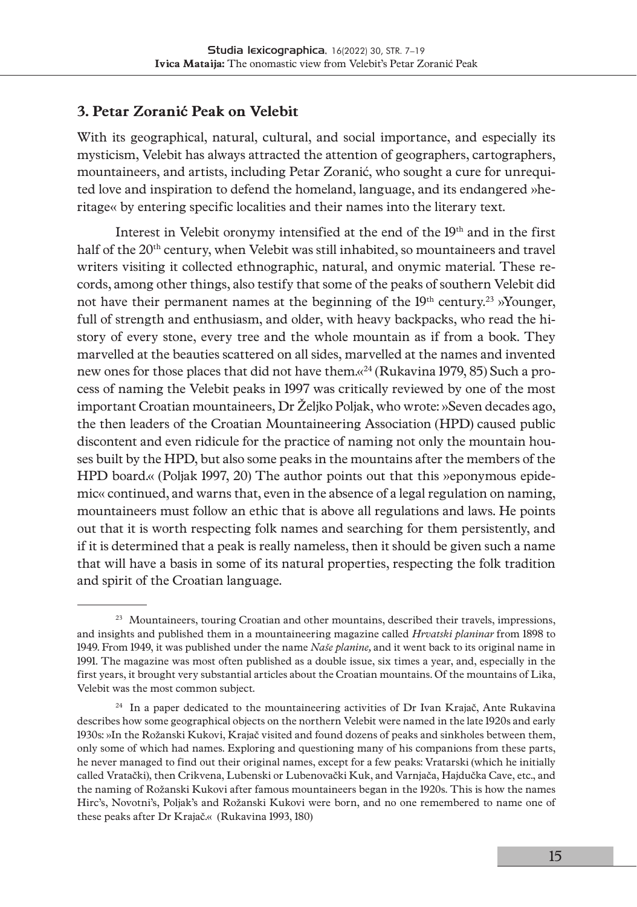## 3. Petar Zoranić Peak on Velebit

With its geographical, natural, cultural, and social importance, and especially its mysticism, Velebit has always attracted the attention of geographers, cartographers, mountaineers, and artists, including Petar Zoranić, who sought a cure for unrequited love and inspiration to defend the homeland, language, and its endangered »heritage« by entering specific localities and their names into the literary text.

Interest in Velebit oronymy intensified at the end of the 19th and in the first half of the 20th century, when Velebit was still inhabited, so mountaineers and travel writers visiting it collected ethnographic, natural, and onymic material. These records, among other things, also testify that some of the peaks of southern Velebit did not have their permanent names at the beginning of the 19th century.[23] »Younger, full of strength and enthusiasm, and older, with heavy backpacks, who read the history of every stone, every tree and the whole mountain as if from a book. They marvelled at the beauties scattered on all sides, marvelled at the names and invented new ones for those places that did not have them.«[24] (Rukavina 1979, 85) Such a process of naming the Velebit peaks in 1997 was critically reviewed by one of the most important Croatian mountaineers, Dr Željko Poljak, who wrote: »Seven decades ago, the then leaders of the Croatian Mountaineering Association (HPD) caused public discontent and even ridicule for the practice of naming not only the mountain houses built by the HPD, but also some peaks in the mountains after the members of the HPD board.« (Poljak 1997, 20) The author points out that this »eponymous epidemic« continued, and warns that, even in the absence of a legal regulation on naming, mountaineers must follow an ethic that is above all regulations and laws. He points out that it is worth respecting folk names and searching for them persistently, and if it is determined that a peak is really nameless, then it should be given such a name that will have a basis in some of its natural properties, respecting the folk tradition and spirit of the Croatian language.

---

[23] Mountaineers, touring Croatian and other mountains, described their travels, impressions, and insights and published them in a mountaineering magazine called *Hrvatski planinar* from 1898 to 1949. From 1949, it was published under the name *Naše planine,* and it went back to its original name in 1991. The magazine was most often published as a double issue, six times a year, and, especially in the first years, it brought very substantial articles about the Croatian mountains. Of the mountains of Lika, Velebit was the most common subject.

[24] In a paper dedicated to the mountaineering activities of Dr Ivan Krajač, Ante Rukavina describes how some geographical objects on the northern Velebit were named in the late 1920s and early 1930s: »In the Rožanski Kukovi, Krajač visited and found dozens of peaks and sinkholes between them, only some of which had names. Exploring and questioning many of his companions from these parts, he never managed to find out their original names, except for a few peaks: Vratarski (which he initially called Vratački), then Crikvena, Lubenski or Lubenovački Kuk, and Varnjača, Hajdučka Cave, etc., and the naming of Rožanski Kukovi after famous mountaineers began in the 1920s. This is how the names Hirc's, Novotni's, Poljak's and Rožanski Kukovi were born, and no one remembered to name one of these peaks after Dr Krajač.« (Rukavina 1993, 180)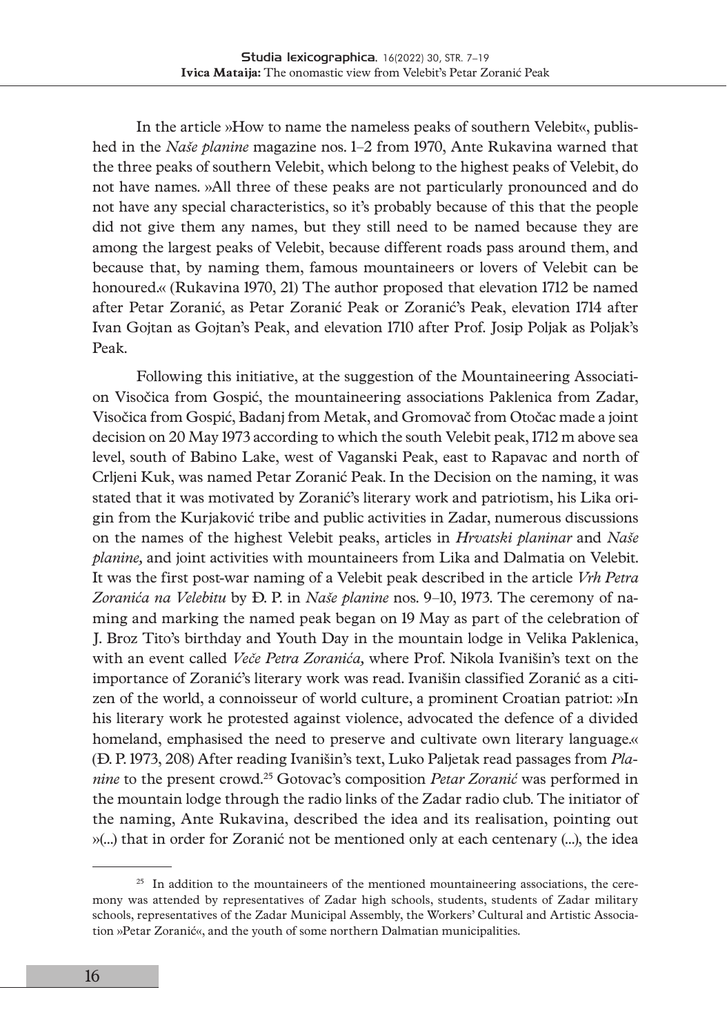In the article »How to name the nameless peaks of southern Velebit«, published in the *Naše planine* magazine nos. 1–2 from 1970, Ante Rukavina warned that the three peaks of southern Velebit, which belong to the highest peaks of Velebit, do not have names. »All three of these peaks are not particularly pronounced and do not have any special characteristics, so it's probably because of this that the people did not give them any names, but they still need to be named because they are among the largest peaks of Velebit, because different roads pass around them, and because that, by naming them, famous mountaineers or lovers of Velebit can be honoured.« (Rukavina 1970, 21) The author proposed that elevation 1712 be named after Petar Zoranić, as Petar Zoranić Peak or Zoranić's Peak, elevation 1714 after Ivan Gojtan as Gojtan's Peak, and elevation 1710 after Prof. Josip Poljak as Poljak's Peak.

Following this initiative, at the suggestion of the Mountaineering Association Visočica from Gospić, the mountaineering associations Paklenica from Zadar, Visočica from Gospić, Badanj from Metak, and Gromovač from Otočac made a joint decision on 20 May 1973 according to which the south Velebit peak, 1712 m above sea level, south of Babino Lake, west of Vaganski Peak, east to Rapavac and north of Crljeni Kuk, was named Petar Zoranić Peak. In the Decision on the naming, it was stated that it was motivated by Zoranić's literary work and patriotism, his Lika origin from the Kurjaković tribe and public activities in Zadar, numerous discussions on the names of the highest Velebit peaks, articles in *Hrvatski planinar* and *Naše planine,* and joint activities with mountaineers from Lika and Dalmatia on Velebit. It was the first post-war naming of a Velebit peak described in the article *Vrh Petra Zoranića na Velebitu* by Đ. P. in *Naše planine* nos. 9–10, 1973. The ceremony of naming and marking the named peak began on 19 May as part of the celebration of J. Broz Tito's birthday and Youth Day in the mountain lodge in Velika Paklenica, with an event called *Veče Petra Zoranića,* where Prof. Nikola Ivanišin's text on the importance of Zoranić's literary work was read. Ivanišin classified Zoranić as a citizen of the world, a connoisseur of world culture, a prominent Croatian patriot: »In his literary work he protested against violence, advocated the defence of a divided homeland, emphasised the need to preserve and cultivate own literary language.« (Đ. P. 1973, 208) After reading Ivanišin's text, Luko Paljetak read passages from *Planine* to the present crowd.[25] Gotovac's composition *Petar Zoranić* was performed in the mountain lodge through the radio links of the Zadar radio club. The initiator of the naming, Ante Rukavina, described the idea and its realisation, pointing out »(...) that in order for Zoranić not be mentioned only at each centenary (...), the idea

---

[25] In addition to the mountaineers of the mentioned mountaineering associations, the ceremony was attended by representatives of Zadar high schools, students, students of Zadar military schools, representatives of the Zadar Municipal Assembly, the Workers' Cultural and Artistic Association »Petar Zoranić«, and the youth of some northern Dalmatian municipalities.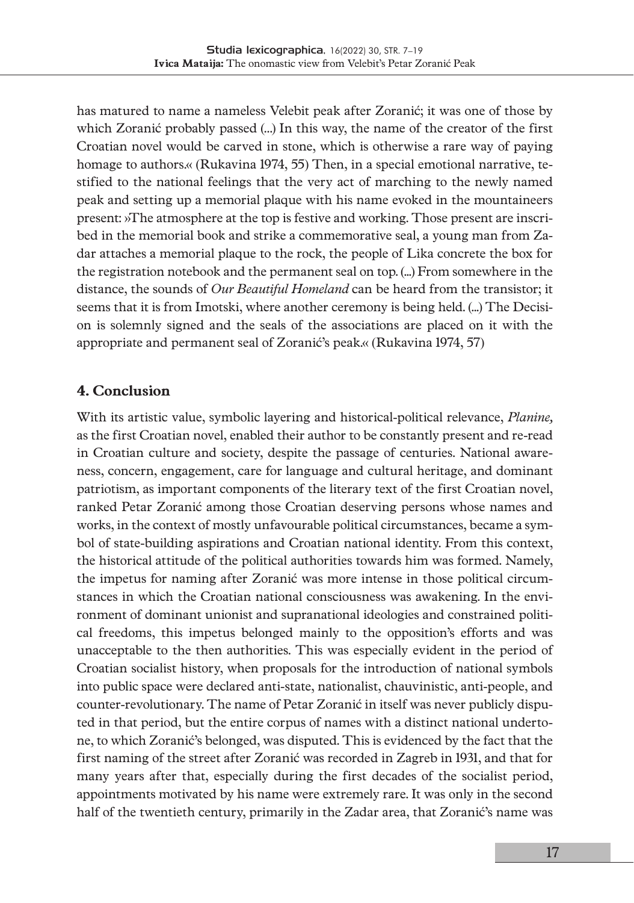has matured to name a nameless Velebit peak after Zoranić; it was one of those by which Zoranić probably passed (...) In this way, the name of the creator of the first Croatian novel would be carved in stone, which is otherwise a rare way of paying homage to authors.« (Rukavina 1974, 55) Then, in a special emotional narrative, testified to the national feelings that the very act of marching to the newly named peak and setting up a memorial plaque with his name evoked in the mountaineers present: »The atmosphere at the top is festive and working. Those present are inscribed in the memorial book and strike a commemorative seal, a young man from Zadar attaches a memorial plaque to the rock, the people of Lika concrete the box for the registration notebook and the permanent seal on top. (...) From somewhere in the distance, the sounds of *Our Beautiful Homeland* can be heard from the transistor; it seems that it is from Imotski, where another ceremony is being held. (...) The Decision is solemnly signed and the seals of the associations are placed on it with the appropriate and permanent seal of Zoranić's peak.« (Rukavina 1974, 57)

## 4. Conclusion

With its artistic value, symbolic layering and historical-political relevance, *Planine,* as the first Croatian novel, enabled their author to be constantly present and re-read in Croatian culture and society, despite the passage of centuries. National awareness, concern, engagement, care for language and cultural heritage, and dominant patriotism, as important components of the literary text of the first Croatian novel, ranked Petar Zoranić among those Croatian deserving persons whose names and works, in the context of mostly unfavourable political circumstances, became a symbol of state-building aspirations and Croatian national identity. From this context, the historical attitude of the political authorities towards him was formed. Namely, the impetus for naming after Zoranić was more intense in those political circumstances in which the Croatian national consciousness was awakening. In the environment of dominant unionist and supranational ideologies and constrained political freedoms, this impetus belonged mainly to the opposition's efforts and was unacceptable to the then authorities. This was especially evident in the period of Croatian socialist history, when proposals for the introduction of national symbols into public space were declared anti-state, nationalist, chauvinistic, anti-people, and counter-revolutionary. The name of Petar Zoranić in itself was never publicly disputed in that period, but the entire corpus of names with a distinct national undertone, to which Zoranić's belonged, was disputed. This is evidenced by the fact that the first naming of the street after Zoranić was recorded in Zagreb in 1931, and that for many years after that, especially during the first decades of the socialist period, appointments motivated by his name were extremely rare. It was only in the second half of the twentieth century, primarily in the Zadar area, that Zoranić's name was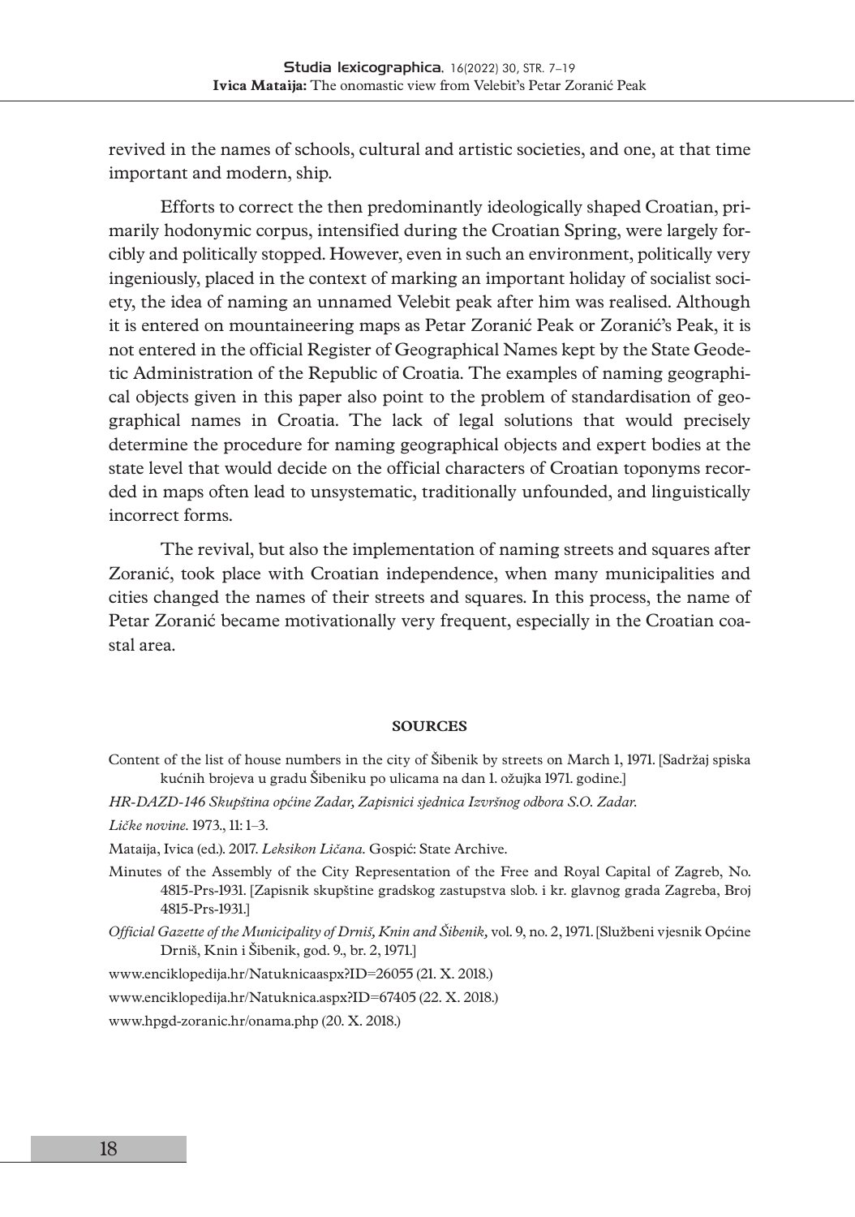revived in the names of schools, cultural and artistic societies, and one, at that time important and modern, ship.

Efforts to correct the then predominantly ideologically shaped Croatian, primarily hodonymic corpus, intensified during the Croatian Spring, were largely forcibly and politically stopped. However, even in such an environment, politically very ingeniously, placed in the context of marking an important holiday of socialist society, the idea of naming an unnamed Velebit peak after him was realised. Although it is entered on mountaineering maps as Petar Zoranić Peak or Zoranić's Peak, it is not entered in the official Register of Geographical Names kept by the State Geodetic Administration of the Republic of Croatia. The examples of naming geographical objects given in this paper also point to the problem of standardisation of geographical names in Croatia. The lack of legal solutions that would precisely determine the procedure for naming geographical objects and expert bodies at the state level that would decide on the official characters of Croatian toponyms recorded in maps often lead to unsystematic, traditionally unfounded, and linguistically incorrect forms.

The revival, but also the implementation of naming streets and squares after Zoranić, took place with Croatian independence, when many municipalities and cities changed the names of their streets and squares. In this process, the name of Petar Zoranić became motivationally very frequent, especially in the Croatian coastal area.

## SOURCES

Content of the list of house numbers in the city of Šibenik by streets on March 1, 1971. [Sadržaj spiska kućnih brojeva u gradu Šibeniku po ulicama na dan 1. ožujka 1971. godine.]

*HR-DAZD-146 Skupština općine Zadar, Zapisnici sjednica Izvršnog odbora S.O. Zadar.*

*Ličke novine.* 1973., 11: 1–3.

Mataija, Ivica (ed.). 2017. *Leksikon Ličana.* Gospić: State Archive.

Minutes of the Assembly of the City Representation of the Free and Royal Capital of Zagreb, No. 4815-Prs-1931. [Zapisnik skupštine gradskog zastupstva slob. i kr. glavnog grada Zagreba, Broj 4815-Prs-1931.]

*Official Gazette of the Municipality of Drniš, Knin and Šibenik,* vol. 9, no. 2, 1971. [Službeni vjesnik Općine Drniš, Knin i Šibenik, god. 9., br. 2, 1971.]

www.enciklopedija.hr/Natuknicaaspx?ID=26055 (21. X. 2018.)

www.enciklopedija.hr/Natuknica.aspx?ID=67405 (22. X. 2018.)

www.hpgd-zoranic.hr/onama.php (20. X. 2018.)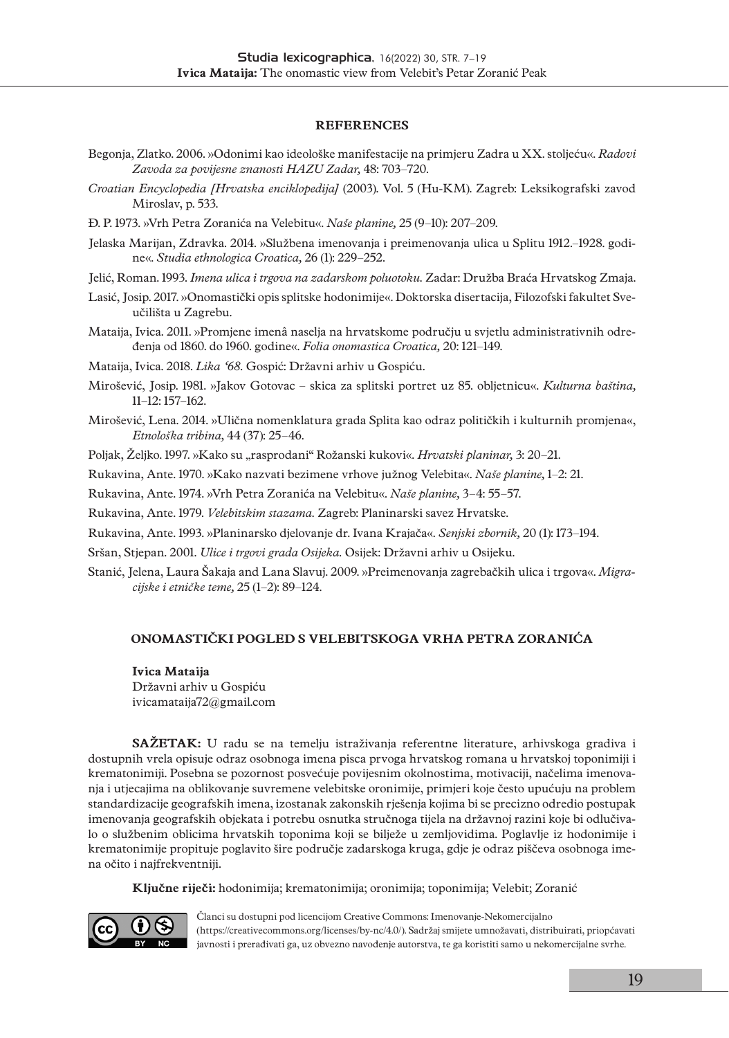## REFERENCES

Begonja, Zlatko. 2006. »Odonimi kao ideološke manifestacije na primjeru Zadra u XX. stoljeću«. *Radovi Zavoda za povijesne znanosti HAZU Zadar,* 48: 703–720.

*Croatian Encyclopedia [Hrvatska enciklopedija]* (2003). Vol. 5 (Hu-KM). Zagreb: Leksikografski zavod Miroslav, p. 533.

Đ. P. 1973. »Vrh Petra Zoranića na Velebitu«. *Naše planine,* 25 (9–10): 207–209.

Jelaska Marijan, Zdravka. 2014. »Službena imenovanja i preimenovanja ulica u Splitu 1912.–1928. godine«. *Studia ethnologica Croatica,* 26 (1): 229–252.

Jelić, Roman. 1993. *Imena ulica i trgova na zadarskom poluotoku.* Zadar: Družba Braća Hrvatskog Zmaja.

Lasić, Josip. 2017. »Onomastički opis splitske hodonimije«. Doktorska disertacija, Filozofski fakultet Sveučilišta u Zagrebu.

Mataija, Ivica. 2011. »Promjene imenâ naselja na hrvatskome području u svjetlu administrativnih određenja od 1860. do 1960. godine«. *Folia onomastica Croatica,* 20: 121–149.

Mataija, Ivica. 2018. *Lika '68.* Gospić: Državni arhiv u Gospiću.

Mirošević, Josip. 1981. »Jakov Gotovac – skica za splitski portret uz 85. obljetnicu«. *Kulturna baština,* 11–12: 157–162.

Mirošević, Lena. 2014. »Ulična nomenklatura grada Splita kao odraz političkih i kulturnih promjena«, *Etnološka tribina,* 44 (37): 25–46.

Poljak, Željko. 1997. »Kako su „rasprodani" Rožanski kukovi«. *Hrvatski planinar,* 3: 20–21.

Rukavina, Ante. 1970. »Kako nazvati bezimene vrhove južnog Velebita«. *Naše planine,* 1–2: 21.

Rukavina, Ante. 1974. »Vrh Petra Zoranića na Velebitu«. *Naše planine,* 3–4: 55–57.

Rukavina, Ante. 1979. *Velebitskim stazama.* Zagreb: Planinarski savez Hrvatske.

Rukavina, Ante. 1993. »Planinarsko djelovanje dr. Ivana Krajača«. *Senjski zbornik,* 20 (1): 173–194.

Sršan, Stjepan. 2001. *Ulice i trgovi grada Osijeka.* Osijek: Državni arhiv u Osijeku.

Stanić, Jelena, Laura Šakaja and Lana Slavuj. 2009. »Preimenovanja zagrebačkih ulica i trgova«. *Migracijske i etničke teme,* 25 (1–2): 89–124.

## ONOMASTIČKI POGLED S VELEBITSKOGA VRHA PETRA ZORANIĆA

**Ivica Mataija**
Državni arhiv u Gospiću
ivicamataija72@gmail.com

**SAŽETAK:** U radu se na temelju istraživanja referentne literature, arhivskoga gradiva i dostupnih vrela opisuje odraz osobnoga imena pisca prvoga hrvatskog romana u hrvatskoj toponimiji i krematonimiji. Posebna se pozornost posvećuje povijesnim okolnostima, motivaciji, načelima imenovanja i utjecajima na oblikovanje suvremene velebitske oronimije, primjeri koje često upućuju na problem standardizacije geografskih imena, izostanak zakonskih rješenja kojima bi se precizno odredio postupak imenovanja geografskih objekata i potrebu osnutka stručnoga tijela na državnoj razini koje bi odlučivalo o službenim oblicima hrvatskih toponima koji se bilježe u zemljovidima. Poglavlje iz hodonimije i krematonimije propituje poglavito šire područje zadarskoga kruga, gdje je odraz piščeva osobnoga imena očito i najfrekventniji.

**Ključne riječi:** hodonimija; krematonimija; oronimija; toponimija; Velebit; Zoranić

Članci su dostupni pod licencijom Creative Commons: Imenovanje-Nekomercijalno (https://creativecommons.org/licenses/by-nc/4.0/). Sadržaj smijete umnožavati, distribuirati, priopćavati javnosti i prerađivati ga, uz obvezno navođenje autorstva, te ga koristiti samo u nekomercijalne svrhe.